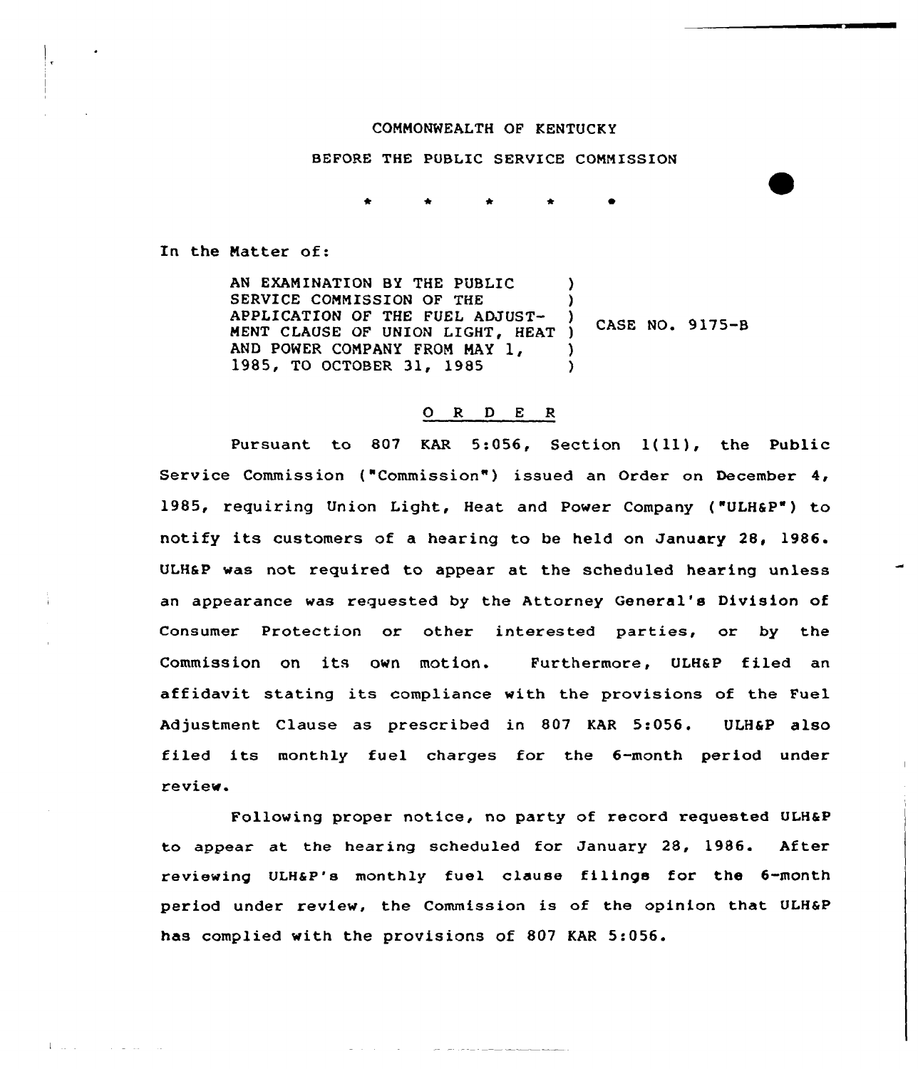COMMONWEALTH OF KENTUCKY

BEFORE THE PUBLIC SERVICE COMMISSION

\* \* \* \* \*

In the Matter of:

| | | |
|---|---|---|
| AN EXAMINATION BY THE PUBLIC SERVICE COMMISSION OF THE APPLICATION OF THE FUEL ADJUSTMENT CLAUSE OF UNION LIGHT, HEAT AND POWER COMPANY FROM MAY 1, 1985, TO OCTOBER 31, 1985 | ) | CASE NO. 9175-B |

O R D E R

Pursuant to 807 KAR 5:056, Section 1(11), the Public Service Commission ("Commission") issued an Order on December 4, 1985, requiring Union Light, Heat and Power Company ("ULH&P") to notify its customers of a hearing to be held on January 28, 1986. ULH&P was not required to appear at the scheduled hearing unless an appearance was requested by the Attorney General's Division of Consumer Protection or other interested parties, or by the Commission on its own motion. Furthermore, ULH&P filed an affidavit stating its compliance with the provisions of the Fuel Adjustment Clause as prescribed in 807 KAR 5:056. ULH&P also filed its monthly fuel charges for the 6-month period under review.

Following proper notice, no party of record requested ULH&P to appear at the hearing scheduled for January 28, 1986. After reviewing ULH&P's monthly fuel clause filings for the 6-month period under review, the Commission is of the opinion that ULH&P has complied with the provisions of 807 KAR 5:056.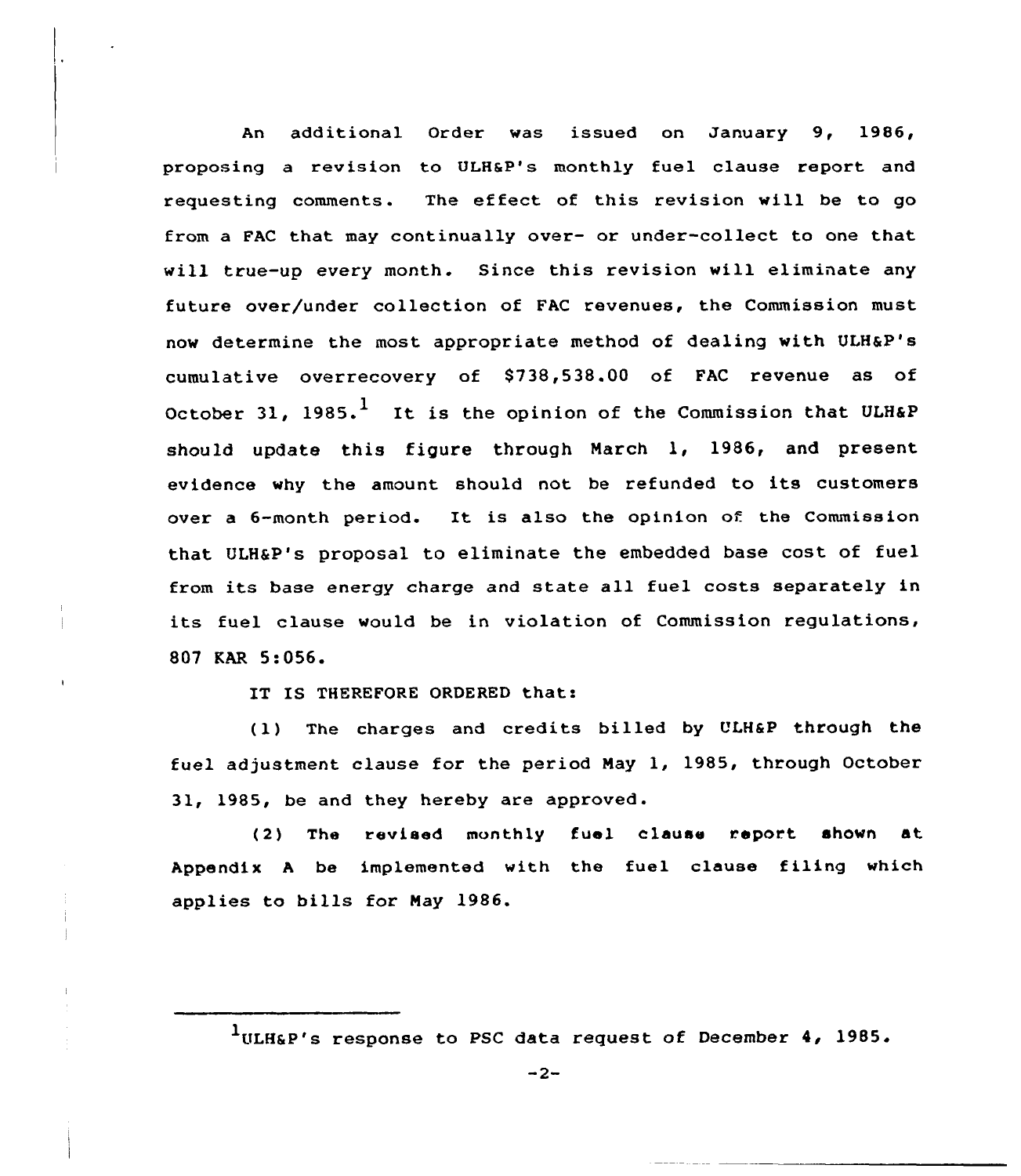An additional Order was issued on January 9, 1986, proposing a revision to ULH&P's monthly fuel clause report and requesting comments. The effect of this revision will be to go from a FAC that may continually over- or under-collect to one that will true-up every month. Since this revision will eliminate any future over/under collection of FAC revenues, the Commission must now determine the most appropriate method of dealing with ULH&P's cumulative overrecovery of $738,538.00 of FAC revenue as of October 31, 1985.[1] It is the opinion of the Commission that ULH&P should update this figure through March 1, 1986, and present evidence why the amount should not be refunded to its customers over a 6-month period. It is also the opinion of the Commission that ULH&P's proposal to eliminate the embedded base cost of fuel from its base energy charge and state all fuel costs separately in its fuel clause would be in violation of Commission regulations, 807 KAR 5:056.

IT IS THEREFORE ORDERED that:

(1) The charges and credits billed by ULH&P through the fuel adjustment clause for the period May 1, 1985, through October 31, 1985, be and they hereby are approved.

(2) The revised monthly fuel clause report shown at Appendix A be implemented with the fuel clause filing which applies to bills for May 1986.

---

[1] ULH&P's response to PSC data request of December 4, 1985.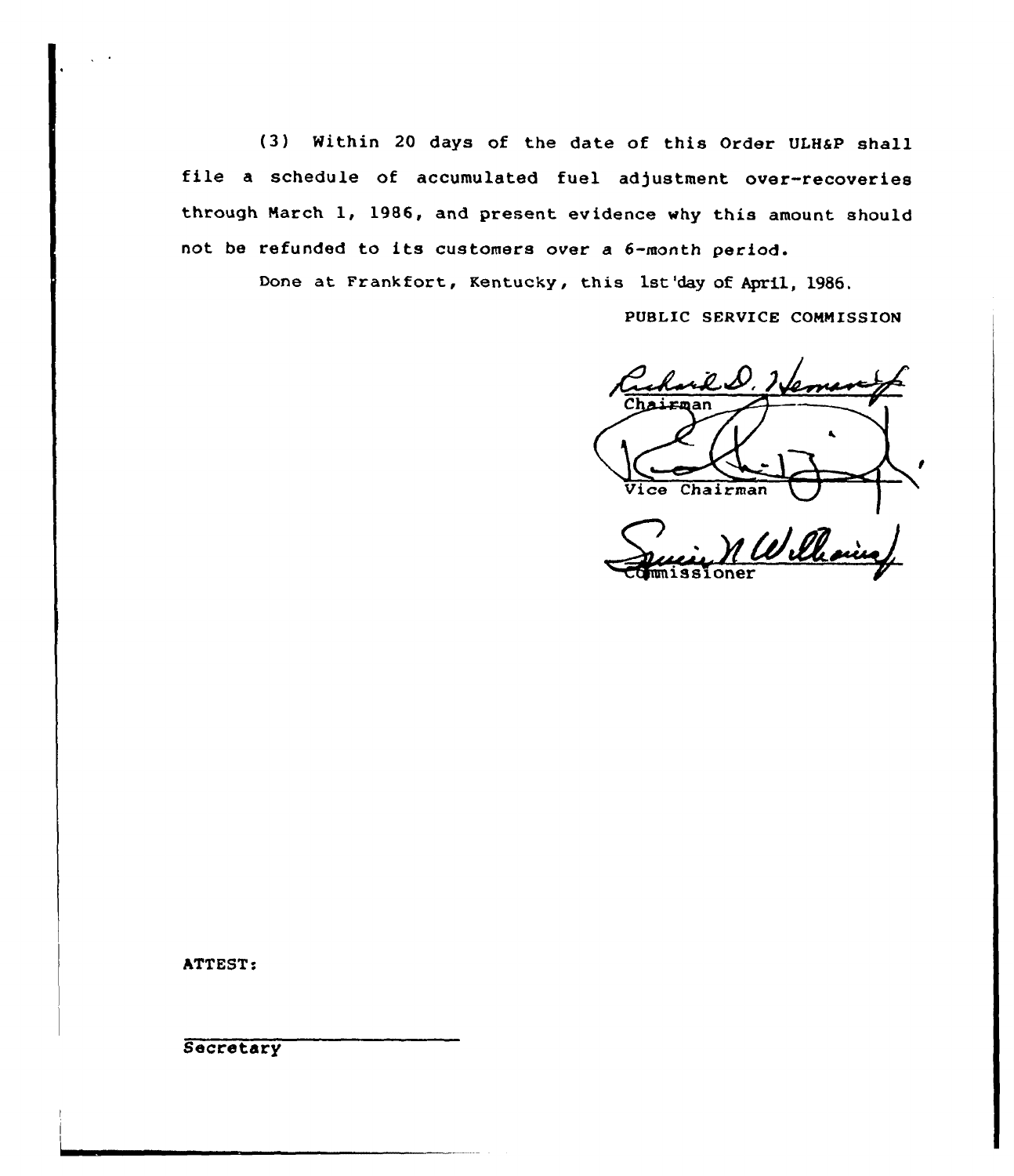(3) Within 20 days of the date of this Order ULH&P shall file a schedule of accumulated fuel adjustment over-recoveries through March 1, 1986, and present evidence why this amount should not be refunded to its customers over a 6-month period.

Done at Frankfort, Kentucky, this 1st day of April, 1986.

PUBLIC SERVICE COMMISSION

Chairman

Vice Chairman

Commissioner

ATTEST:

Secretary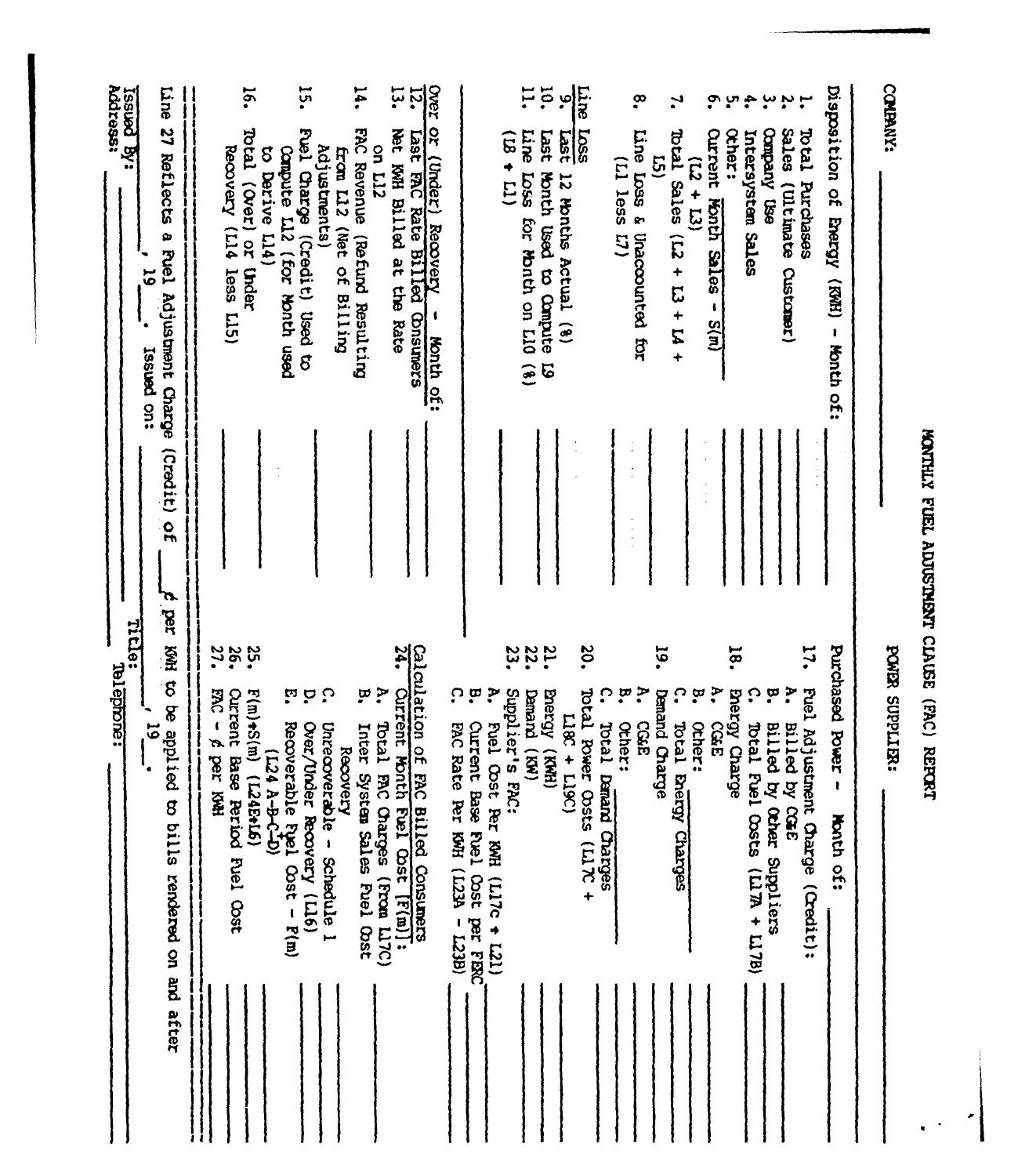# MONTHLY FUEL ADJUSTMENT CLAUSE (FAC) REPORT

COMPANY: ____________________ POWER SUPPLIER: ____________________

**Disposition of Energy (KWH) - Month of:** ____________

1. Total Purchases ____________
2. Sales (Ultimate Customer) ____________
3. Company Use ____________
4. Intersystem Sales ____________
5. Other: ____________
6. Current Month Sales - S(m) (L2 + L3) ____________
7. Total Sales (L2 + L3 + L4 + L5) ____________
8. Line Loss & Unaccounted for (L1 less L7) ____________

**Line Loss**

9. Last 12 Months Actual (%) ____________
10. Last Month Used to Compute L9 ____________
11. Line Loss for Month on L10 (%) (L8 ÷ L1) ____________

**Over or (Under) Recovery - Month of:** ____________

12. Last FAC Rate Billed Consumers ____________
13. Net KWH Billed at the Rate on L12 ____________
14. FAC Revenue (Refund Resulting from L12 (Net of Billing Adjustments) ____________
15. Fuel Charge (Credit) Used to Compute L12 (for Month used to Derive L14) ____________
16. Total (Over) or Under Recovery (L14 less L15) ____________

**Purchased Power - Month of:** ____________

17. Fuel Adjustment Charge (Credit):
    - A. Billed by CG&E ____________
    - B. Billed by Other Suppliers ____________
    - C. Total Fuel Costs (L17A + L17B) ____________
18. Energy Charge
    - A. CG&E ____________
    - B. Other: ____________
    - C. Total Energy Charges ____________
19. Demand Charge
    - A. CG&E ____________
    - B. Other: ____________
    - C. Total Demand Charges ____________
20. Total Power Costs (L17C + L18C + L19C) ____________
21. Energy (KWH) ____________
22. Demand (KW) ____________
23. Supplier's FAC:
    - A. Fuel Cost Per KWH (L17c ÷ L21) ____________
    - B. Current Base Fuel Cost per FERC ____________
    - C. FAC Rate Per KWH (L23A - L23B) ____________

**Calculation of FAC Billed Consumers**

24. Current Month Fuel Cost [F(m)]:
    - A. Total FAC Charges (From L17C) ____________
    - B. Inter System Sales Fuel Cost Recovery ____________
    - C. Unrecoverable - Schedule 1 ____________
    - D. Over/Under Recovery (L16) ____________
    - E. Recoverable Fuel Cost - F(m) (L24 A-B-C+D) ____________
25. F(m)÷S(m) (L24E÷L6) ____________
26. Current Base Period Fuel Cost ____________
27. FAC - ¢ per KWH ____________

Line 27 Reflects a Fuel Adjustment Charge (Credit) of ______ ¢ per KWH to be applied to bills rendered on and after ____________, 19___.

Issued on: ____________, 19___. Issued By: ____________ Title: ____________

Address: ____________ Telephone: ____________